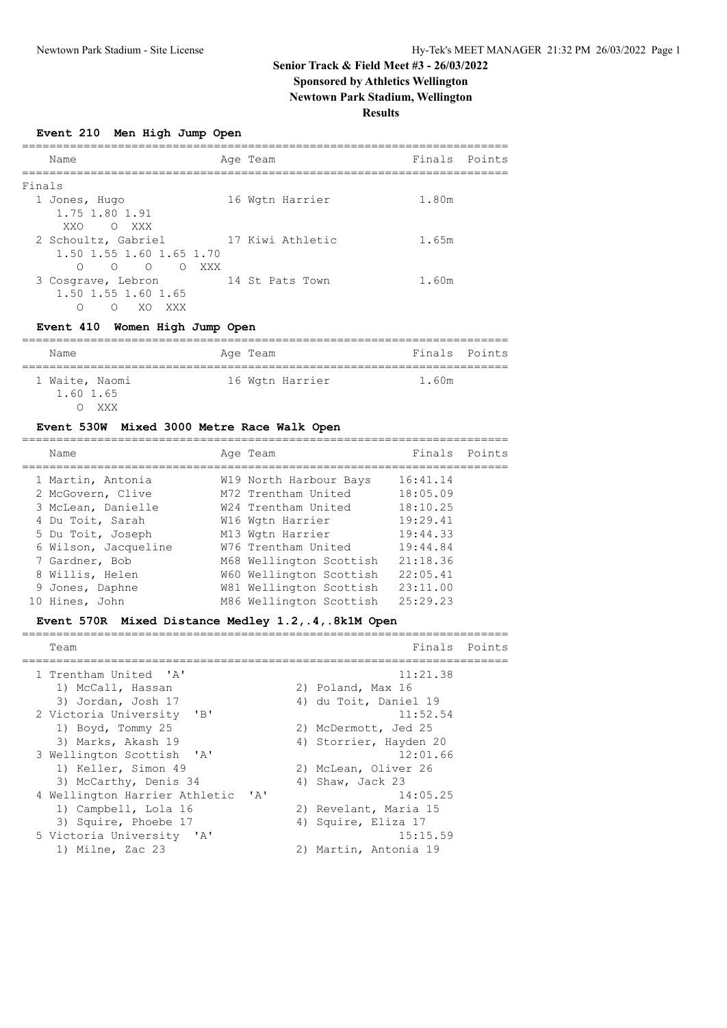Newtown Park Stadium - Site License    Hy-Tek's MEET MANAGER 21:32 PM 26/03/2022 Page 1

# Senior Track & Field Meet #3 - 26/03/2022

**Sponsored by Athletics Wellington**

**Newtown Park Stadium, Wellington**

**Results**

### Event 210 Men High Jump Open

| Name | Age | Team | Finals | Points |
|---|---|---|---|---|
| **Finals** | | | | |
| 1 Jones, Hugo | 16 | Wgtn Harrier | 1.80m | |
| 1.75 1.80 1.91 / XXO O XXX | | | | |
| 2 Schoultz, Gabriel | 17 | Kiwi Athletic | 1.65m | |
| 1.50 1.55 1.60 1.65 1.70 / O O O O XXX | | | | |
| 3 Cosgrave, Lebron | 14 | St Pats Town | 1.60m | |
| 1.50 1.55 1.60 1.65 / O O XO XXX | | | | |

### Event 410 Women High Jump Open

| Name | Age | Team | Finals | Points |
|---|---|---|---|---|
| 1 Waite, Naomi | 16 | Wgtn Harrier | 1.60m | |
| 1.60 1.65 / O XXX | | | | |

### Event 530W Mixed 3000 Metre Race Walk Open

| Name | Age | Team | Finals | Points |
|---|---|---|---|---|
| 1 Martin, Antonia | W19 | North Harbour Bays | 16:41.14 | |
| 2 McGovern, Clive | M72 | Trentham United | 18:05.09 | |
| 3 McLean, Danielle | W24 | Trentham United | 18:10.25 | |
| 4 Du Toit, Sarah | W16 | Wgtn Harrier | 19:29.41 | |
| 5 Du Toit, Joseph | M13 | Wgtn Harrier | 19:44.33 | |
| 6 Wilson, Jacqueline | W76 | Trentham United | 19:44.84 | |
| 7 Gardner, Bob | M68 | Wellington Scottish | 21:18.36 | |
| 8 Willis, Helen | W60 | Wellington Scottish | 22:05.41 | |
| 9 Jones, Daphne | W81 | Wellington Scottish | 23:11.00 | |
| 10 Hines, John | M86 | Wellington Scottish | 25:29.23 | |

### Event 570R Mixed Distance Medley 1.2,.4,.8k1M Open

| Team | | Finals | Points |
|---|---|---|---|
| 1 Trentham United 'A' | | 11:21.38 | |
| 1) McCall, Hassan | 2) Poland, Max 16 | | |
| 3) Jordan, Josh 17 | 4) du Toit, Daniel 19 | | |
| 2 Victoria University 'B' | | 11:52.54 | |
| 1) Boyd, Tommy 25 | 2) McDermott, Jed 25 | | |
| 3) Marks, Akash 19 | 4) Storrier, Hayden 20 | | |
| 3 Wellington Scottish 'A' | | 12:01.66 | |
| 1) Keller, Simon 49 | 2) McLean, Oliver 26 | | |
| 3) McCarthy, Denis 34 | 4) Shaw, Jack 23 | | |
| 4 Wellington Harrier Athletic 'A' | | 14:05.25 | |
| 1) Campbell, Lola 16 | 2) Revelant, Maria 15 | | |
| 3) Squire, Phoebe 17 | 4) Squire, Eliza 17 | | |
| 5 Victoria University 'A' | | 15:15.59 | |
| 1) Milne, Zac 23 | 2) Martin, Antonia 19 | | |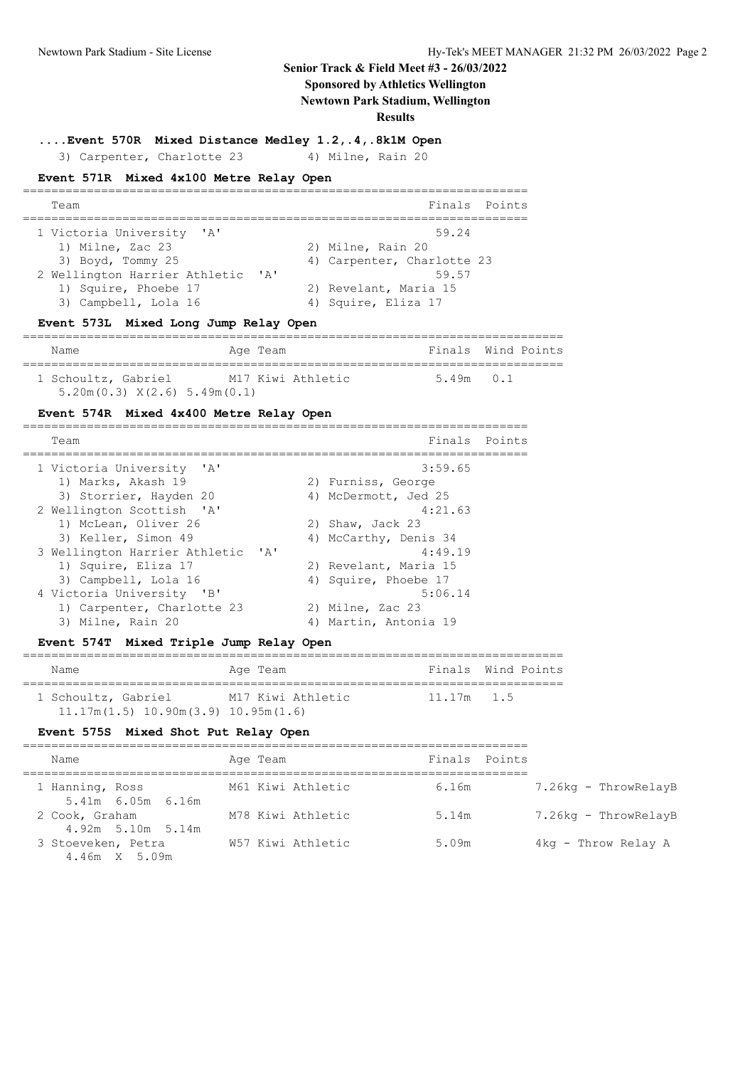# Senior Track & Field Meet #3 - 26/03/2022

**Sponsored by Athletics Wellington**

**Newtown Park Stadium, Wellington**

**Results**

### ....Event 570R Mixed Distance Medley 1.2,.4,.8k1M Open

3) Carpenter, Charlotte 23 | 4) Milne, Rain 20

### Event 571R Mixed 4x100 Metre Relay Open

| Team | Finals | Points |
|---|---|---|
| 1 Victoria University 'A' | 59.24 | |
| 1) Milne, Zac 23; 2) Milne, Rain 20; 3) Boyd, Tommy 25; 4) Carpenter, Charlotte 23 | | |
| 2 Wellington Harrier Athletic 'A' | 59.57 | |
| 1) Squire, Phoebe 17; 2) Revelant, Maria 15; 3) Campbell, Lola 16; 4) Squire, Eliza 17 | | |

### Event 573L Mixed Long Jump Relay Open

| Name | Age | Team | Finals | Wind | Points |
|---|---|---|---|---|---|
| 1 Schoultz, Gabriel | M17 | Kiwi Athletic | 5.49m | 0.1 | |
| 5.20m(0.3) X(2.6) 5.49m(0.1) | | | | | |

### Event 574R Mixed 4x400 Metre Relay Open

| Team | Finals | Points |
|---|---|---|
| 1 Victoria University 'A' | 3:59.65 | |
| 1) Marks, Akash 19; 2) Furniss, George; 3) Storrier, Hayden 20; 4) McDermott, Jed 25 | | |
| 2 Wellington Scottish 'A' | 4:21.63 | |
| 1) McLean, Oliver 26; 2) Shaw, Jack 23; 3) Keller, Simon 49; 4) McCarthy, Denis 34 | | |
| 3 Wellington Harrier Athletic 'A' | 4:49.19 | |
| 1) Squire, Eliza 17; 2) Revelant, Maria 15; 3) Campbell, Lola 16; 4) Squire, Phoebe 17 | | |
| 4 Victoria University 'B' | 5:06.14 | |
| 1) Carpenter, Charlotte 23; 2) Milne, Zac 23; 3) Milne, Rain 20; 4) Martin, Antonia 19 | | |

### Event 574T Mixed Triple Jump Relay Open

| Name | Age | Team | Finals | Wind | Points |
|---|---|---|---|---|---|
| 1 Schoultz, Gabriel | M17 | Kiwi Athletic | 11.17m | 1.5 | |
| 11.17m(1.5) 10.90m(3.9) 10.95m(1.6) | | | | | |

### Event 575S Mixed Shot Put Relay Open

| Name | Age | Team | Finals | Points | |
|---|---|---|---|---|---|
| 1 Hanning, Ross | M61 | Kiwi Athletic | 6.16m | | 7.26kg - ThrowRelayB |
| 5.41m 6.05m 6.16m | | | | | |
| 2 Cook, Graham | M78 | Kiwi Athletic | 5.14m | | 7.26kg - ThrowRelayB |
| 4.92m 5.10m 5.14m | | | | | |
| 3 Stoeveken, Petra | W57 | Kiwi Athletic | 5.09m | | 4kg - Throw Relay A |
| 4.46m X 5.09m | | | | | |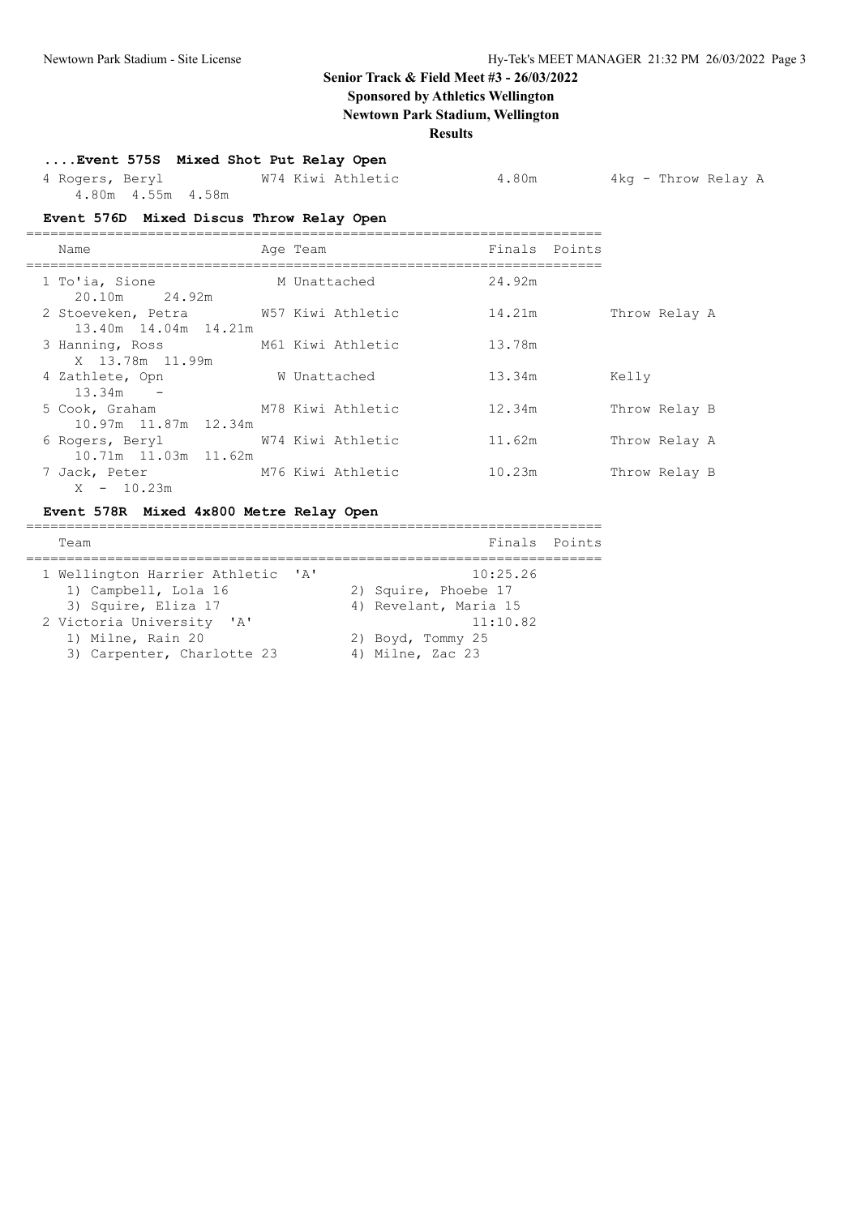**Senior Track & Field Meet #3 - 26/03/2022**
**Sponsored by Athletics Wellington**
**Newtown Park Stadium, Wellington**
**Results**

### ....Event 575S Mixed Shot Put Relay Open

| | | | | |
|---|---|---|---|---|
| 4 Rogers, Beryl | W74 Kiwi Athletic | 4.80m | | 4kg - Throw Relay A |
| 4.80m 4.55m 4.58m | | | | |

### Event 576D Mixed Discus Throw Relay Open

| Name | Age Team | Finals | Points | |
|---|---|---|---|---|
| 1 To'ia, Sione | M Unattached | 24.92m | | |
| 20.10m 24.92m | | | | |
| 2 Stoeveken, Petra | W57 Kiwi Athletic | 14.21m | | Throw Relay A |
| 13.40m 14.04m 14.21m | | | | |
| 3 Hanning, Ross | M61 Kiwi Athletic | 13.78m | | |
| X 13.78m 11.99m | | | | |
| 4 Zathlete, Opn | W Unattached | 13.34m | | Kelly |
| 13.34m - | | | | |
| 5 Cook, Graham | M78 Kiwi Athletic | 12.34m | | Throw Relay B |
| 10.97m 11.87m 12.34m | | | | |
| 6 Rogers, Beryl | W74 Kiwi Athletic | 11.62m | | Throw Relay A |
| 10.71m 11.03m 11.62m | | | | |
| 7 Jack, Peter | M76 Kiwi Athletic | 10.23m | | Throw Relay B |
| X - 10.23m | | | | |

### Event 578R Mixed 4x800 Metre Relay Open

| Team | | Finals | Points |
|---|---|---|---|
| 1 Wellington Harrier Athletic 'A' | | 10:25.26 | |
| 1) Campbell, Lola 16 | 2) Squire, Phoebe 17 | | |
| 3) Squire, Eliza 17 | 4) Revelant, Maria 15 | | |
| 2 Victoria University 'A' | | 11:10.82 | |
| 1) Milne, Rain 20 | 2) Boyd, Tommy 25 | | |
| 3) Carpenter, Charlotte 23 | 4) Milne, Zac 23 | | |